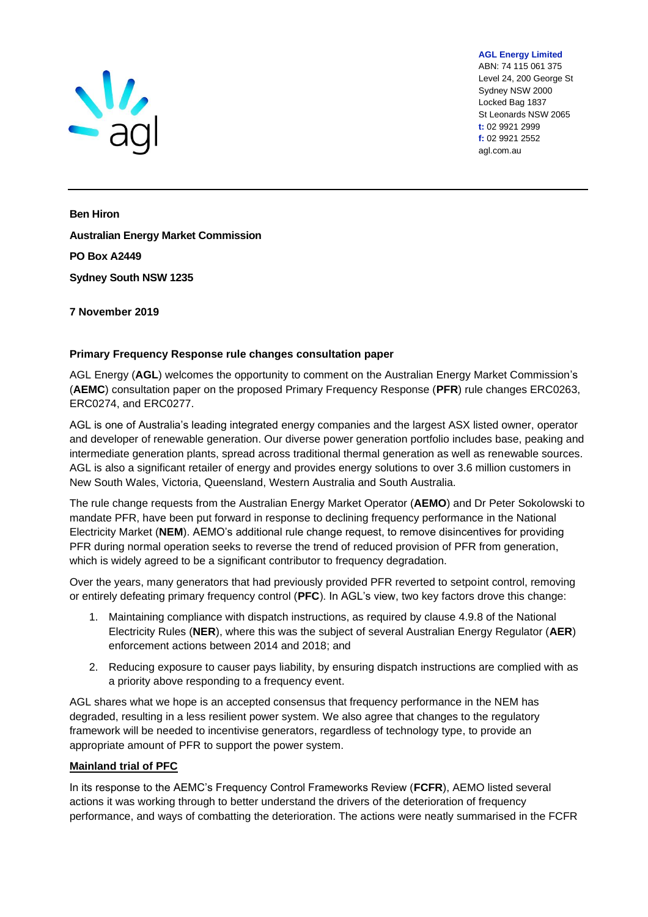**AGL Energy Limited**
ABN: 74 115 061 375
Level 24, 200 George St
Sydney NSW 2000
Locked Bag 1837
St Leonards NSW 2065
**t:** 02 9921 2999
**f:** 02 9921 2552
agl.com.au

**Ben Hiron**

**Australian Energy Market Commission**

**PO Box A2449**

**Sydney South NSW 1235**

**7 November 2019**

**Primary Frequency Response rule changes consultation paper**

AGL Energy (**AGL**) welcomes the opportunity to comment on the Australian Energy Market Commission's (**AEMC**) consultation paper on the proposed Primary Frequency Response (**PFR**) rule changes ERC0263, ERC0274, and ERC0277.

AGL is one of Australia's leading integrated energy companies and the largest ASX listed owner, operator and developer of renewable generation. Our diverse power generation portfolio includes base, peaking and intermediate generation plants, spread across traditional thermal generation as well as renewable sources. AGL is also a significant retailer of energy and provides energy solutions to over 3.6 million customers in New South Wales, Victoria, Queensland, Western Australia and South Australia.

The rule change requests from the Australian Energy Market Operator (**AEMO**) and Dr Peter Sokolowski to mandate PFR, have been put forward in response to declining frequency performance in the National Electricity Market (**NEM**). AEMO's additional rule change request, to remove disincentives for providing PFR during normal operation seeks to reverse the trend of reduced provision of PFR from generation, which is widely agreed to be a significant contributor to frequency degradation.

Over the years, many generators that had previously provided PFR reverted to setpoint control, removing or entirely defeating primary frequency control (**PFC**). In AGL's view, two key factors drove this change:

1. Maintaining compliance with dispatch instructions, as required by clause 4.9.8 of the National Electricity Rules (**NER**), where this was the subject of several Australian Energy Regulator (**AER**) enforcement actions between 2014 and 2018; and
2. Reducing exposure to causer pays liability, by ensuring dispatch instructions are complied with as a priority above responding to a frequency event.

AGL shares what we hope is an accepted consensus that frequency performance in the NEM has degraded, resulting in a less resilient power system. We also agree that changes to the regulatory framework will be needed to incentivise generators, regardless of technology type, to provide an appropriate amount of PFR to support the power system.

**<u>Mainland trial of PFC</u>**

In its response to the AEMC's Frequency Control Frameworks Review (**FCFR**), AEMO listed several actions it was working through to better understand the drivers of the deterioration of frequency performance, and ways of combatting the deterioration. The actions were neatly summarised in the FCFR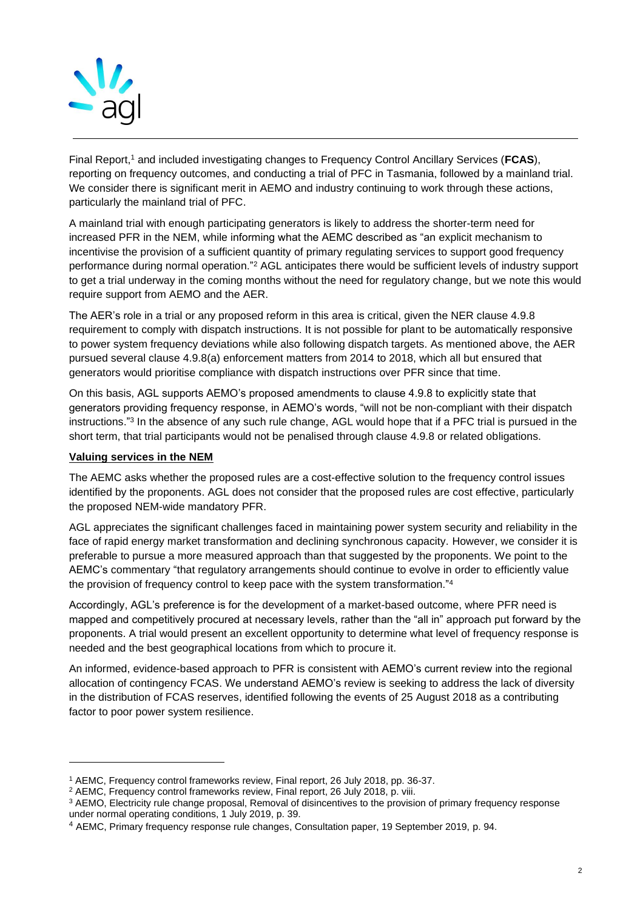Final Report,[1] and included investigating changes to Frequency Control Ancillary Services (**FCAS**), reporting on frequency outcomes, and conducting a trial of PFC in Tasmania, followed by a mainland trial. We consider there is significant merit in AEMO and industry continuing to work through these actions, particularly the mainland trial of PFC.

A mainland trial with enough participating generators is likely to address the shorter-term need for increased PFR in the NEM, while informing what the AEMC described as "an explicit mechanism to incentivise the provision of a sufficient quantity of primary regulating services to support good frequency performance during normal operation."[2] AGL anticipates there would be sufficient levels of industry support to get a trial underway in the coming months without the need for regulatory change, but we note this would require support from AEMO and the AER.

The AER's role in a trial or any proposed reform in this area is critical, given the NER clause 4.9.8 requirement to comply with dispatch instructions. It is not possible for plant to be automatically responsive to power system frequency deviations while also following dispatch targets. As mentioned above, the AER pursued several clause 4.9.8(a) enforcement matters from 2014 to 2018, which all but ensured that generators would prioritise compliance with dispatch instructions over PFR since that time.

On this basis, AGL supports AEMO's proposed amendments to clause 4.9.8 to explicitly state that generators providing frequency response, in AEMO's words, "will not be non-compliant with their dispatch instructions."[3] In the absence of any such rule change, AGL would hope that if a PFC trial is pursued in the short term, that trial participants would not be penalised through clause 4.9.8 or related obligations.

**<u>Valuing services in the NEM</u>**

The AEMC asks whether the proposed rules are a cost-effective solution to the frequency control issues identified by the proponents. AGL does not consider that the proposed rules are cost effective, particularly the proposed NEM-wide mandatory PFR.

AGL appreciates the significant challenges faced in maintaining power system security and reliability in the face of rapid energy market transformation and declining synchronous capacity. However, we consider it is preferable to pursue a more measured approach than that suggested by the proponents. We point to the AEMC's commentary "that regulatory arrangements should continue to evolve in order to efficiently value the provision of frequency control to keep pace with the system transformation."[4]

Accordingly, AGL's preference is for the development of a market-based outcome, where PFR need is mapped and competitively procured at necessary levels, rather than the "all in" approach put forward by the proponents. A trial would present an excellent opportunity to determine what level of frequency response is needed and the best geographical locations from which to procure it.

An informed, evidence-based approach to PFR is consistent with AEMO's current review into the regional allocation of contingency FCAS. We understand AEMO's review is seeking to address the lack of diversity in the distribution of FCAS reserves, identified following the events of 25 August 2018 as a contributing factor to poor power system resilience.

---

[1] AEMC, Frequency control frameworks review, Final report, 26 July 2018, pp. 36-37.

[2] AEMC, Frequency control frameworks review, Final report, 26 July 2018, p. viii.

[3] AEMO, Electricity rule change proposal, Removal of disincentives to the provision of primary frequency response under normal operating conditions, 1 July 2019, p. 39.

[4] AEMC, Primary frequency response rule changes, Consultation paper, 19 September 2019, p. 94.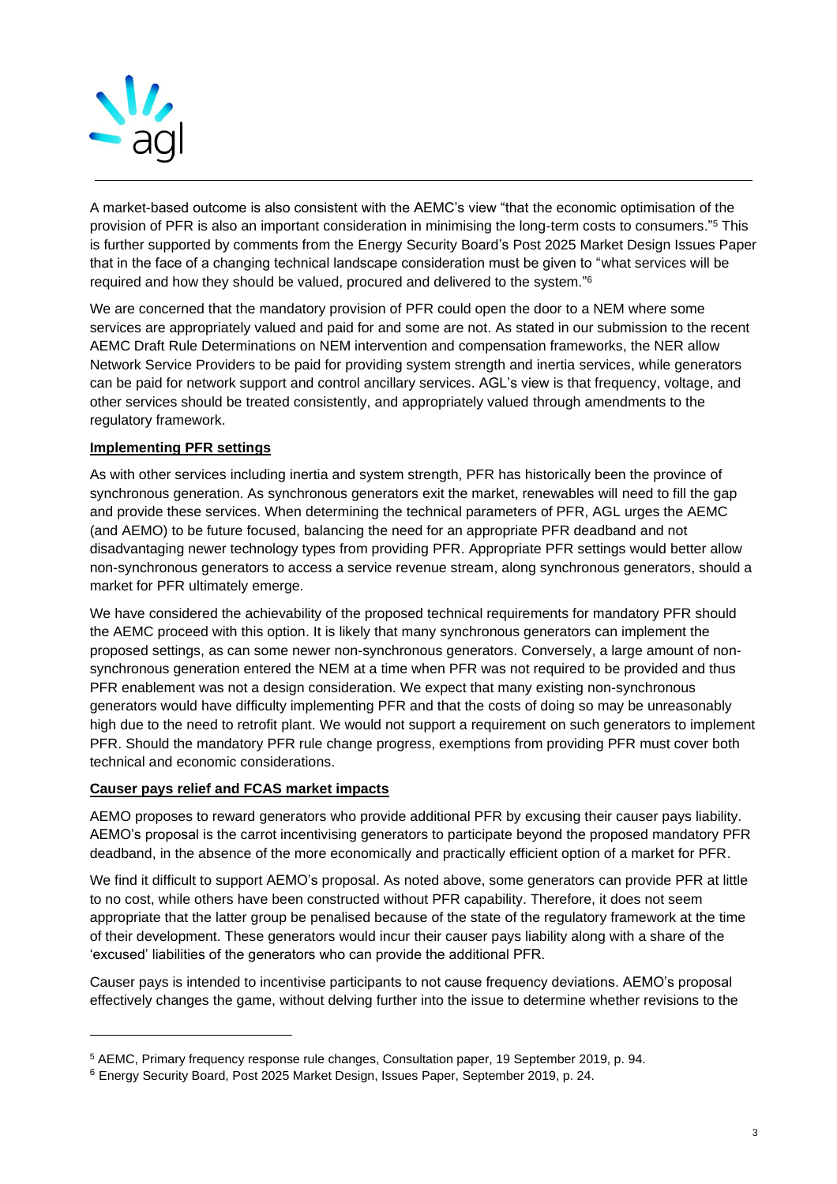A market-based outcome is also consistent with the AEMC's view "that the economic optimisation of the provision of PFR is also an important consideration in minimising the long-term costs to consumers."[5] This is further supported by comments from the Energy Security Board's Post 2025 Market Design Issues Paper that in the face of a changing technical landscape consideration must be given to "what services will be required and how they should be valued, procured and delivered to the system."[6]

We are concerned that the mandatory provision of PFR could open the door to a NEM where some services are appropriately valued and paid for and some are not. As stated in our submission to the recent AEMC Draft Rule Determinations on NEM intervention and compensation frameworks, the NER allow Network Service Providers to be paid for providing system strength and inertia services, while generators can be paid for network support and control ancillary services. AGL's view is that frequency, voltage, and other services should be treated consistently, and appropriately valued through amendments to the regulatory framework.

**Implementing PFR settings**

As with other services including inertia and system strength, PFR has historically been the province of synchronous generation. As synchronous generators exit the market, renewables will need to fill the gap and provide these services. When determining the technical parameters of PFR, AGL urges the AEMC (and AEMO) to be future focused, balancing the need for an appropriate PFR deadband and not disadvantaging newer technology types from providing PFR. Appropriate PFR settings would better allow non-synchronous generators to access a service revenue stream, along synchronous generators, should a market for PFR ultimately emerge.

We have considered the achievability of the proposed technical requirements for mandatory PFR should the AEMC proceed with this option. It is likely that many synchronous generators can implement the proposed settings, as can some newer non-synchronous generators. Conversely, a large amount of non-synchronous generation entered the NEM at a time when PFR was not required to be provided and thus PFR enablement was not a design consideration. We expect that many existing non-synchronous generators would have difficulty implementing PFR and that the costs of doing so may be unreasonably high due to the need to retrofit plant. We would not support a requirement on such generators to implement PFR. Should the mandatory PFR rule change progress, exemptions from providing PFR must cover both technical and economic considerations.

**Causer pays relief and FCAS market impacts**

AEMO proposes to reward generators who provide additional PFR by excusing their causer pays liability. AEMO's proposal is the carrot incentivising generators to participate beyond the proposed mandatory PFR deadband, in the absence of the more economically and practically efficient option of a market for PFR.

We find it difficult to support AEMO's proposal. As noted above, some generators can provide PFR at little to no cost, while others have been constructed without PFR capability. Therefore, it does not seem appropriate that the latter group be penalised because of the state of the regulatory framework at the time of their development. These generators would incur their causer pays liability along with a share of the 'excused' liabilities of the generators who can provide the additional PFR.

Causer pays is intended to incentivise participants to not cause frequency deviations. AEMO's proposal effectively changes the game, without delving further into the issue to determine whether revisions to the

---

[5] AEMC, Primary frequency response rule changes, Consultation paper, 19 September 2019, p. 94.

[6] Energy Security Board, Post 2025 Market Design, Issues Paper, September 2019, p. 24.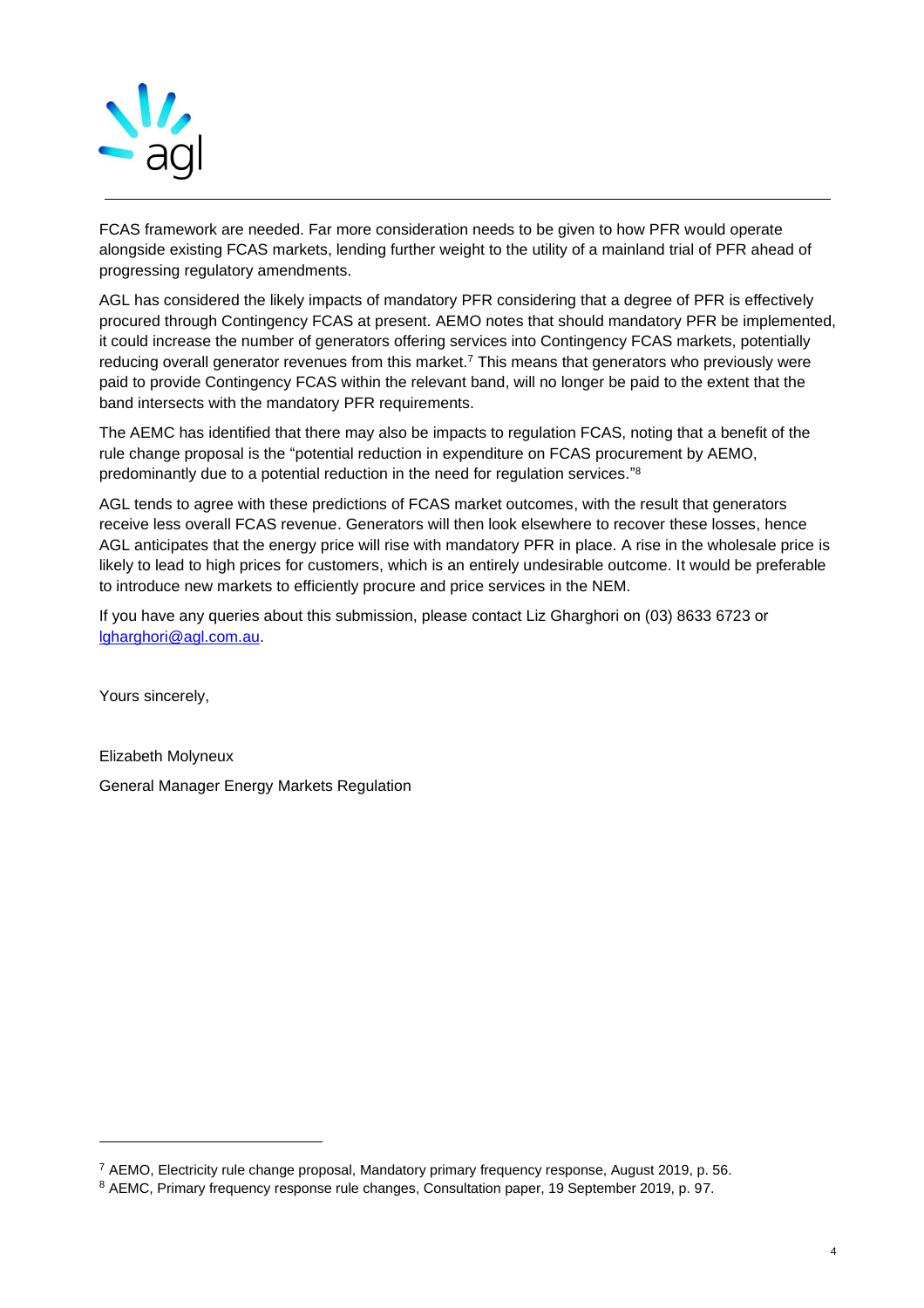FCAS framework are needed. Far more consideration needs to be given to how PFR would operate alongside existing FCAS markets, lending further weight to the utility of a mainland trial of PFR ahead of progressing regulatory amendments.

AGL has considered the likely impacts of mandatory PFR considering that a degree of PFR is effectively procured through Contingency FCAS at present. AEMO notes that should mandatory PFR be implemented, it could increase the number of generators offering services into Contingency FCAS markets, potentially reducing overall generator revenues from this market.[7] This means that generators who previously were paid to provide Contingency FCAS within the relevant band, will no longer be paid to the extent that the band intersects with the mandatory PFR requirements.

The AEMC has identified that there may also be impacts to regulation FCAS, noting that a benefit of the rule change proposal is the "potential reduction in expenditure on FCAS procurement by AEMO, predominantly due to a potential reduction in the need for regulation services."[8]

AGL tends to agree with these predictions of FCAS market outcomes, with the result that generators receive less overall FCAS revenue. Generators will then look elsewhere to recover these losses, hence AGL anticipates that the energy price will rise with mandatory PFR in place. A rise in the wholesale price is likely to lead to high prices for customers, which is an entirely undesirable outcome. It would be preferable to introduce new markets to efficiently procure and price services in the NEM.

If you have any queries about this submission, please contact Liz Gharghori on (03) 8633 6723 or lgharghori@agl.com.au.

Yours sincerely,

Elizabeth Molyneux

General Manager Energy Markets Regulation

---

[7] AEMO, Electricity rule change proposal, Mandatory primary frequency response, August 2019, p. 56.

[8] AEMC, Primary frequency response rule changes, Consultation paper, 19 September 2019, p. 97.